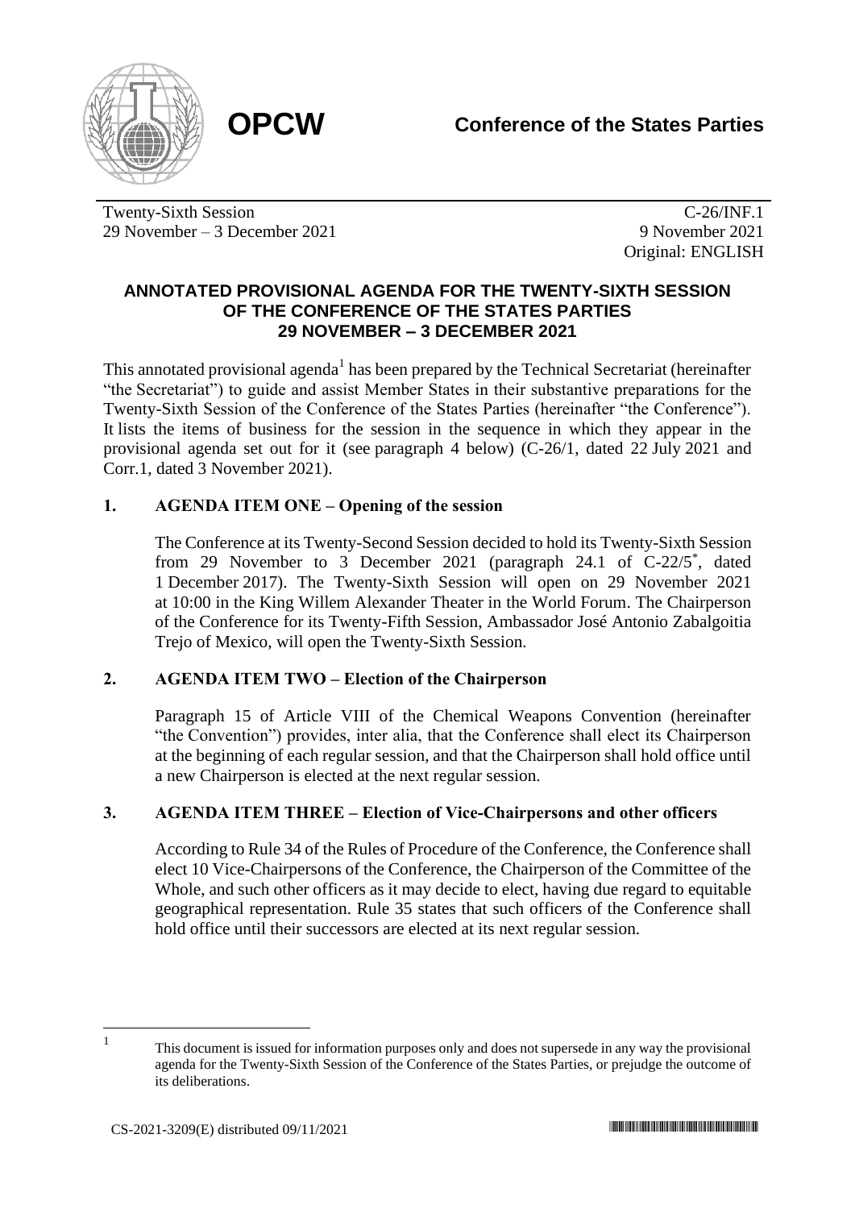**OPCW**

**Conference of the States Parties**

Twenty-Sixth Session
29 November – 3 December 2021

C-26/INF.1
9 November 2021
Original: ENGLISH

# ANNOTATED PROVISIONAL AGENDA FOR THE TWENTY-SIXTH SESSION OF THE CONFERENCE OF THE STATES PARTIES 29 NOVEMBER – 3 DECEMBER 2021

This annotated provisional agenda[1] has been prepared by the Technical Secretariat (hereinafter "the Secretariat") to guide and assist Member States in their substantive preparations for the Twenty-Sixth Session of the Conference of the States Parties (hereinafter "the Conference"). It lists the items of business for the session in the sequence in which they appear in the provisional agenda set out for it (see paragraph 4 below) (C-26/1, dated 22 July 2021 and Corr.1, dated 3 November 2021).

## 1. AGENDA ITEM ONE – Opening of the session

The Conference at its Twenty-Second Session decided to hold its Twenty-Sixth Session from 29 November to 3 December 2021 (paragraph 24.1 of C-22/5*, dated 1 December 2017). The Twenty-Sixth Session will open on 29 November 2021 at 10:00 in the King Willem Alexander Theater in the World Forum. The Chairperson of the Conference for its Twenty-Fifth Session, Ambassador José Antonio Zabalgoitia Trejo of Mexico, will open the Twenty-Sixth Session.

## 2. AGENDA ITEM TWO – Election of the Chairperson

Paragraph 15 of Article VIII of the Chemical Weapons Convention (hereinafter "the Convention") provides, inter alia, that the Conference shall elect its Chairperson at the beginning of each regular session, and that the Chairperson shall hold office until a new Chairperson is elected at the next regular session.

## 3. AGENDA ITEM THREE – Election of Vice-Chairpersons and other officers

According to Rule 34 of the Rules of Procedure of the Conference, the Conference shall elect 10 Vice-Chairpersons of the Conference, the Chairperson of the Committee of the Whole, and such other officers as it may decide to elect, having due regard to equitable geographical representation. Rule 35 states that such officers of the Conference shall hold office until their successors are elected at its next regular session.

---

[1] This document is issued for information purposes only and does not supersede in any way the provisional agenda for the Twenty-Sixth Session of the Conference of the States Parties, or prejudge the outcome of its deliberations.

CS-2021-3209(E) distributed 09/11/2021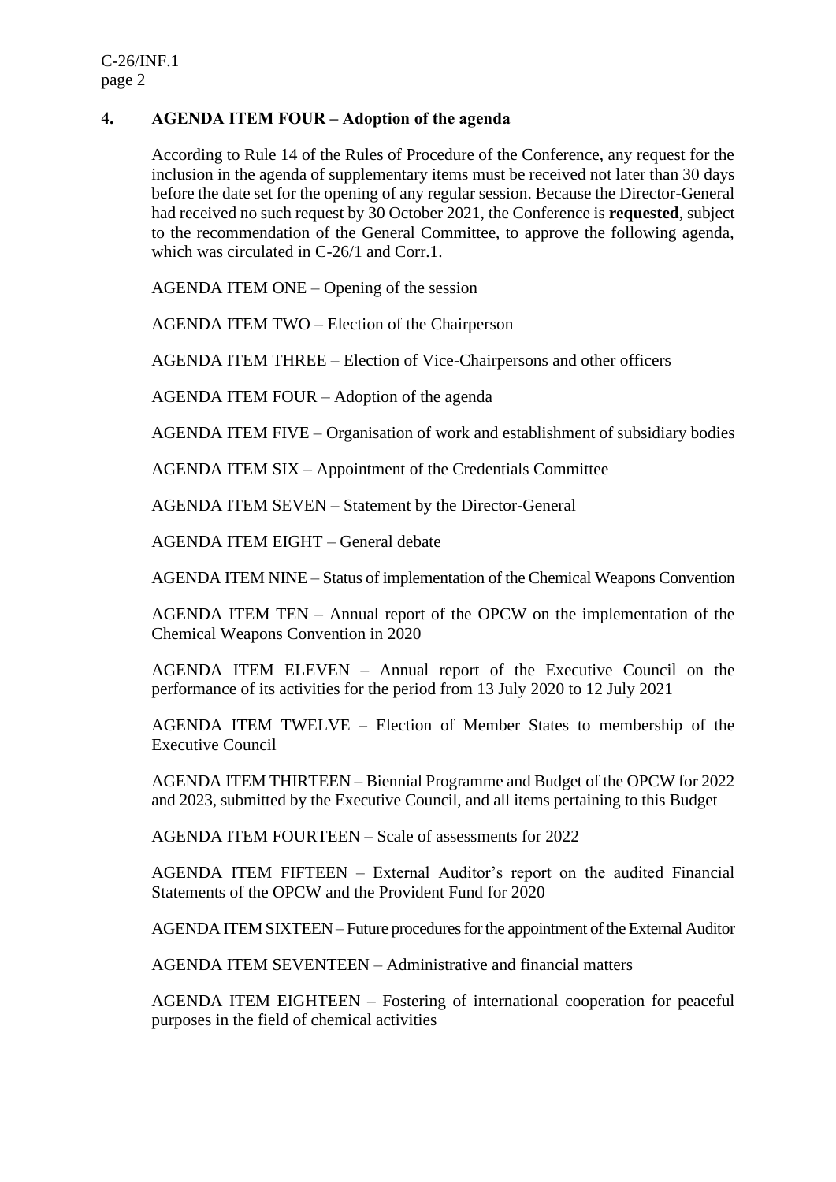## 4. AGENDA ITEM FOUR – Adoption of the agenda

According to Rule 14 of the Rules of Procedure of the Conference, any request for the inclusion in the agenda of supplementary items must be received not later than 30 days before the date set for the opening of any regular session. Because the Director-General had received no such request by 30 October 2021, the Conference is **requested**, subject to the recommendation of the General Committee, to approve the following agenda, which was circulated in C-26/1 and Corr.1.

AGENDA ITEM ONE – Opening of the session

AGENDA ITEM TWO – Election of the Chairperson

AGENDA ITEM THREE – Election of Vice-Chairpersons and other officers

AGENDA ITEM FOUR – Adoption of the agenda

AGENDA ITEM FIVE – Organisation of work and establishment of subsidiary bodies

AGENDA ITEM SIX – Appointment of the Credentials Committee

AGENDA ITEM SEVEN – Statement by the Director-General

AGENDA ITEM EIGHT – General debate

AGENDA ITEM NINE – Status of implementation of the Chemical Weapons Convention

AGENDA ITEM TEN – Annual report of the OPCW on the implementation of the Chemical Weapons Convention in 2020

AGENDA ITEM ELEVEN – Annual report of the Executive Council on the performance of its activities for the period from 13 July 2020 to 12 July 2021

AGENDA ITEM TWELVE – Election of Member States to membership of the Executive Council

AGENDA ITEM THIRTEEN – Biennial Programme and Budget of the OPCW for 2022 and 2023, submitted by the Executive Council, and all items pertaining to this Budget

AGENDA ITEM FOURTEEN – Scale of assessments for 2022

AGENDA ITEM FIFTEEN – External Auditor's report on the audited Financial Statements of the OPCW and the Provident Fund for 2020

AGENDA ITEM SIXTEEN – Future procedures for the appointment of the External Auditor

AGENDA ITEM SEVENTEEN – Administrative and financial matters

AGENDA ITEM EIGHTEEN – Fostering of international cooperation for peaceful purposes in the field of chemical activities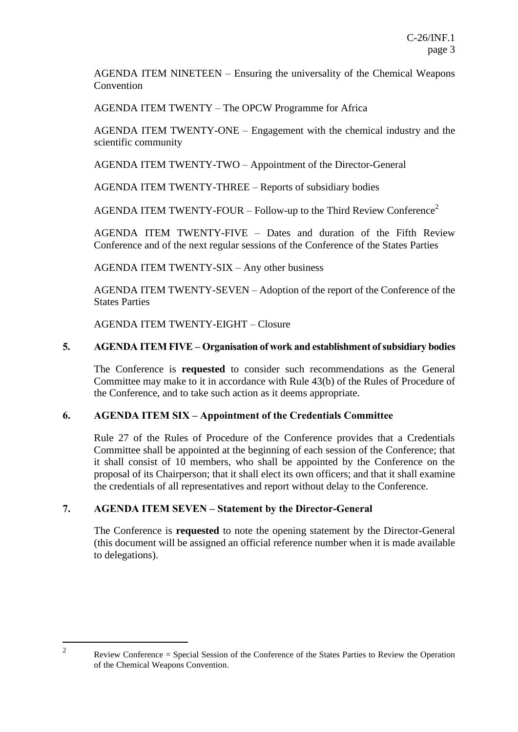AGENDA ITEM NINETEEN – Ensuring the universality of the Chemical Weapons Convention

AGENDA ITEM TWENTY – The OPCW Programme for Africa

AGENDA ITEM TWENTY-ONE – Engagement with the chemical industry and the scientific community

AGENDA ITEM TWENTY-TWO – Appointment of the Director-General

AGENDA ITEM TWENTY-THREE – Reports of subsidiary bodies

AGENDA ITEM TWENTY-FOUR – Follow-up to the Third Review Conference[2]

AGENDA ITEM TWENTY-FIVE – Dates and duration of the Fifth Review Conference and of the next regular sessions of the Conference of the States Parties

AGENDA ITEM TWENTY-SIX – Any other business

AGENDA ITEM TWENTY-SEVEN – Adoption of the report of the Conference of the States Parties

AGENDA ITEM TWENTY-EIGHT – Closure

**5. AGENDA ITEM FIVE – Organisation of work and establishment of subsidiary bodies**

The Conference is **requested** to consider such recommendations as the General Committee may make to it in accordance with Rule 43(b) of the Rules of Procedure of the Conference, and to take such action as it deems appropriate.

**6. AGENDA ITEM SIX – Appointment of the Credentials Committee**

Rule 27 of the Rules of Procedure of the Conference provides that a Credentials Committee shall be appointed at the beginning of each session of the Conference; that it shall consist of 10 members, who shall be appointed by the Conference on the proposal of its Chairperson; that it shall elect its own officers; and that it shall examine the credentials of all representatives and report without delay to the Conference.

**7. AGENDA ITEM SEVEN – Statement by the Director-General**

The Conference is **requested** to note the opening statement by the Director-General (this document will be assigned an official reference number when it is made available to delegations).

---

[2] Review Conference = Special Session of the Conference of the States Parties to Review the Operation of the Chemical Weapons Convention.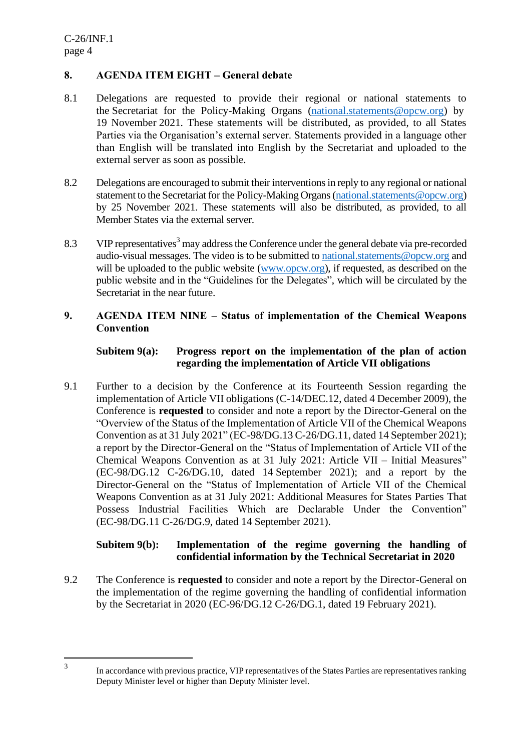## 8. AGENDA ITEM EIGHT – General debate

8.1 Delegations are requested to provide their regional or national statements to the Secretariat for the Policy-Making Organs (national.statements@opcw.org) by 19 November 2021. These statements will be distributed, as provided, to all States Parties via the Organisation's external server. Statements provided in a language other than English will be translated into English by the Secretariat and uploaded to the external server as soon as possible.

8.2 Delegations are encouraged to submit their interventions in reply to any regional or national statement to the Secretariat for the Policy-Making Organs (national.statements@opcw.org) by 25 November 2021. These statements will also be distributed, as provided, to all Member States via the external server.

8.3 VIP representatives[3] may address the Conference under the general debate via pre-recorded audio-visual messages. The video is to be submitted to national.statements@opcw.org and will be uploaded to the public website (www.opcw.org), if requested, as described on the public website and in the "Guidelines for the Delegates", which will be circulated by the Secretariat in the near future.

## 9. AGENDA ITEM NINE – Status of implementation of the Chemical Weapons Convention

### Subitem 9(a): Progress report on the implementation of the plan of action regarding the implementation of Article VII obligations

9.1 Further to a decision by the Conference at its Fourteenth Session regarding the implementation of Article VII obligations (C-14/DEC.12, dated 4 December 2009), the Conference is **requested** to consider and note a report by the Director-General on the "Overview of the Status of the Implementation of Article VII of the Chemical Weapons Convention as at 31 July 2021" (EC-98/DG.13 C-26/DG.11, dated 14 September 2021); a report by the Director-General on the "Status of Implementation of Article VII of the Chemical Weapons Convention as at 31 July 2021: Article VII – Initial Measures" (EC-98/DG.12 C-26/DG.10, dated 14 September 2021); and a report by the Director-General on the "Status of Implementation of Article VII of the Chemical Weapons Convention as at 31 July 2021: Additional Measures for States Parties That Possess Industrial Facilities Which are Declarable Under the Convention" (EC-98/DG.11 C-26/DG.9, dated 14 September 2021).

### Subitem 9(b): Implementation of the regime governing the handling of confidential information by the Technical Secretariat in 2020

9.2 The Conference is **requested** to consider and note a report by the Director-General on the implementation of the regime governing the handling of confidential information by the Secretariat in 2020 (EC-96/DG.12 C-26/DG.1, dated 19 February 2021).

---

[3] In accordance with previous practice, VIP representatives of the States Parties are representatives ranking Deputy Minister level or higher than Deputy Minister level.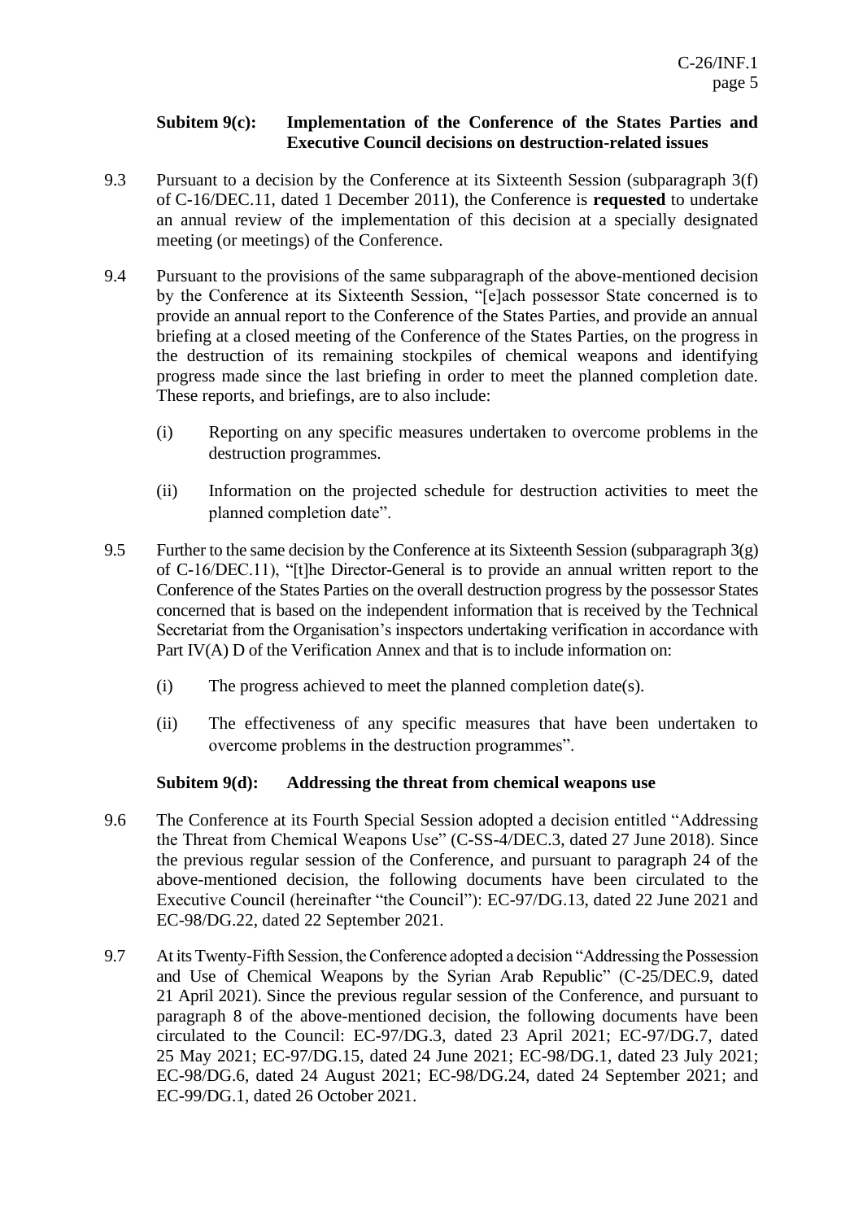**Subitem 9(c): Implementation of the Conference of the States Parties and Executive Council decisions on destruction-related issues**

9.3 Pursuant to a decision by the Conference at its Sixteenth Session (subparagraph 3(f) of C-16/DEC.11, dated 1 December 2011), the Conference is **requested** to undertake an annual review of the implementation of this decision at a specially designated meeting (or meetings) of the Conference.

9.4 Pursuant to the provisions of the same subparagraph of the above-mentioned decision by the Conference at its Sixteenth Session, "[e]ach possessor State concerned is to provide an annual report to the Conference of the States Parties, and provide an annual briefing at a closed meeting of the Conference of the States Parties, on the progress in the destruction of its remaining stockpiles of chemical weapons and identifying progress made since the last briefing in order to meet the planned completion date. These reports, and briefings, are to also include:

(i) Reporting on any specific measures undertaken to overcome problems in the destruction programmes.

(ii) Information on the projected schedule for destruction activities to meet the planned completion date".

9.5 Further to the same decision by the Conference at its Sixteenth Session (subparagraph 3(g) of C-16/DEC.11), "[t]he Director-General is to provide an annual written report to the Conference of the States Parties on the overall destruction progress by the possessor States concerned that is based on the independent information that is received by the Technical Secretariat from the Organisation's inspectors undertaking verification in accordance with Part IV(A) D of the Verification Annex and that is to include information on:

(i) The progress achieved to meet the planned completion date(s).

(ii) The effectiveness of any specific measures that have been undertaken to overcome problems in the destruction programmes".

**Subitem 9(d): Addressing the threat from chemical weapons use**

9.6 The Conference at its Fourth Special Session adopted a decision entitled "Addressing the Threat from Chemical Weapons Use" (C-SS-4/DEC.3, dated 27 June 2018). Since the previous regular session of the Conference, and pursuant to paragraph 24 of the above-mentioned decision, the following documents have been circulated to the Executive Council (hereinafter "the Council"): EC-97/DG.13, dated 22 June 2021 and EC-98/DG.22, dated 22 September 2021.

9.7 At its Twenty-Fifth Session, the Conference adopted a decision "Addressing the Possession and Use of Chemical Weapons by the Syrian Arab Republic" (C-25/DEC.9, dated 21 April 2021). Since the previous regular session of the Conference, and pursuant to paragraph 8 of the above-mentioned decision, the following documents have been circulated to the Council: EC-97/DG.3, dated 23 April 2021; EC-97/DG.7, dated 25 May 2021; EC-97/DG.15, dated 24 June 2021; EC-98/DG.1, dated 23 July 2021; EC-98/DG.6, dated 24 August 2021; EC-98/DG.24, dated 24 September 2021; and EC-99/DG.1, dated 26 October 2021.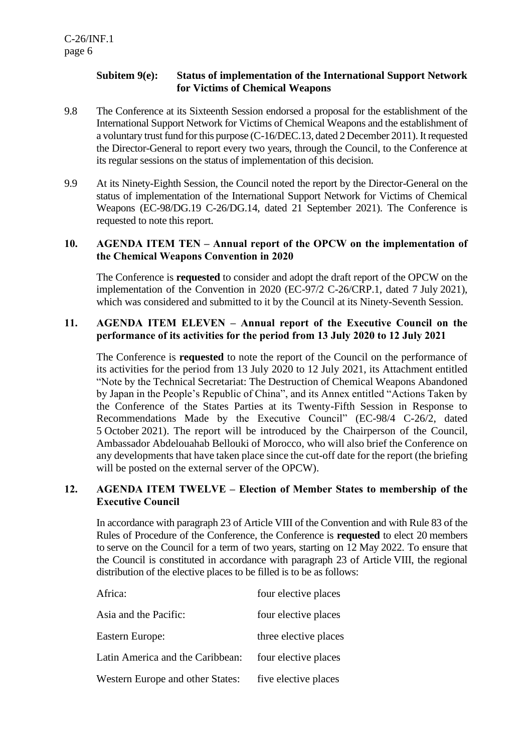**Subitem 9(e): Status of implementation of the International Support Network for Victims of Chemical Weapons**

9.8 The Conference at its Sixteenth Session endorsed a proposal for the establishment of the International Support Network for Victims of Chemical Weapons and the establishment of a voluntary trust fund for this purpose (C-16/DEC.13, dated 2 December 2011). It requested the Director-General to report every two years, through the Council, to the Conference at its regular sessions on the status of implementation of this decision.

9.9 At its Ninety-Eighth Session, the Council noted the report by the Director-General on the status of implementation of the International Support Network for Victims of Chemical Weapons (EC-98/DG.19 C-26/DG.14, dated 21 September 2021). The Conference is requested to note this report.

## 10. AGENDA ITEM TEN – Annual report of the OPCW on the implementation of the Chemical Weapons Convention in 2020

The Conference is **requested** to consider and adopt the draft report of the OPCW on the implementation of the Convention in 2020 (EC-97/2 C-26/CRP.1, dated 7 July 2021), which was considered and submitted to it by the Council at its Ninety-Seventh Session.

## 11. AGENDA ITEM ELEVEN – Annual report of the Executive Council on the performance of its activities for the period from 13 July 2020 to 12 July 2021

The Conference is **requested** to note the report of the Council on the performance of its activities for the period from 13 July 2020 to 12 July 2021, its Attachment entitled "Note by the Technical Secretariat: The Destruction of Chemical Weapons Abandoned by Japan in the People's Republic of China", and its Annex entitled "Actions Taken by the Conference of the States Parties at its Twenty-Fifth Session in Response to Recommendations Made by the Executive Council" (EC-98/4 C-26/2, dated 5 October 2021). The report will be introduced by the Chairperson of the Council, Ambassador Abdelouahab Bellouki of Morocco, who will also brief the Conference on any developments that have taken place since the cut-off date for the report (the briefing will be posted on the external server of the OPCW).

## 12. AGENDA ITEM TWELVE – Election of Member States to membership of the Executive Council

In accordance with paragraph 23 of Article VIII of the Convention and with Rule 83 of the Rules of Procedure of the Conference, the Conference is **requested** to elect 20 members to serve on the Council for a term of two years, starting on 12 May 2022. To ensure that the Council is constituted in accordance with paragraph 23 of Article VIII, the regional distribution of the elective places to be filled is to be as follows:

| | |
|---|---|
| Africa: | four elective places |
| Asia and the Pacific: | four elective places |
| Eastern Europe: | three elective places |
| Latin America and the Caribbean: | four elective places |
| Western Europe and other States: | five elective places |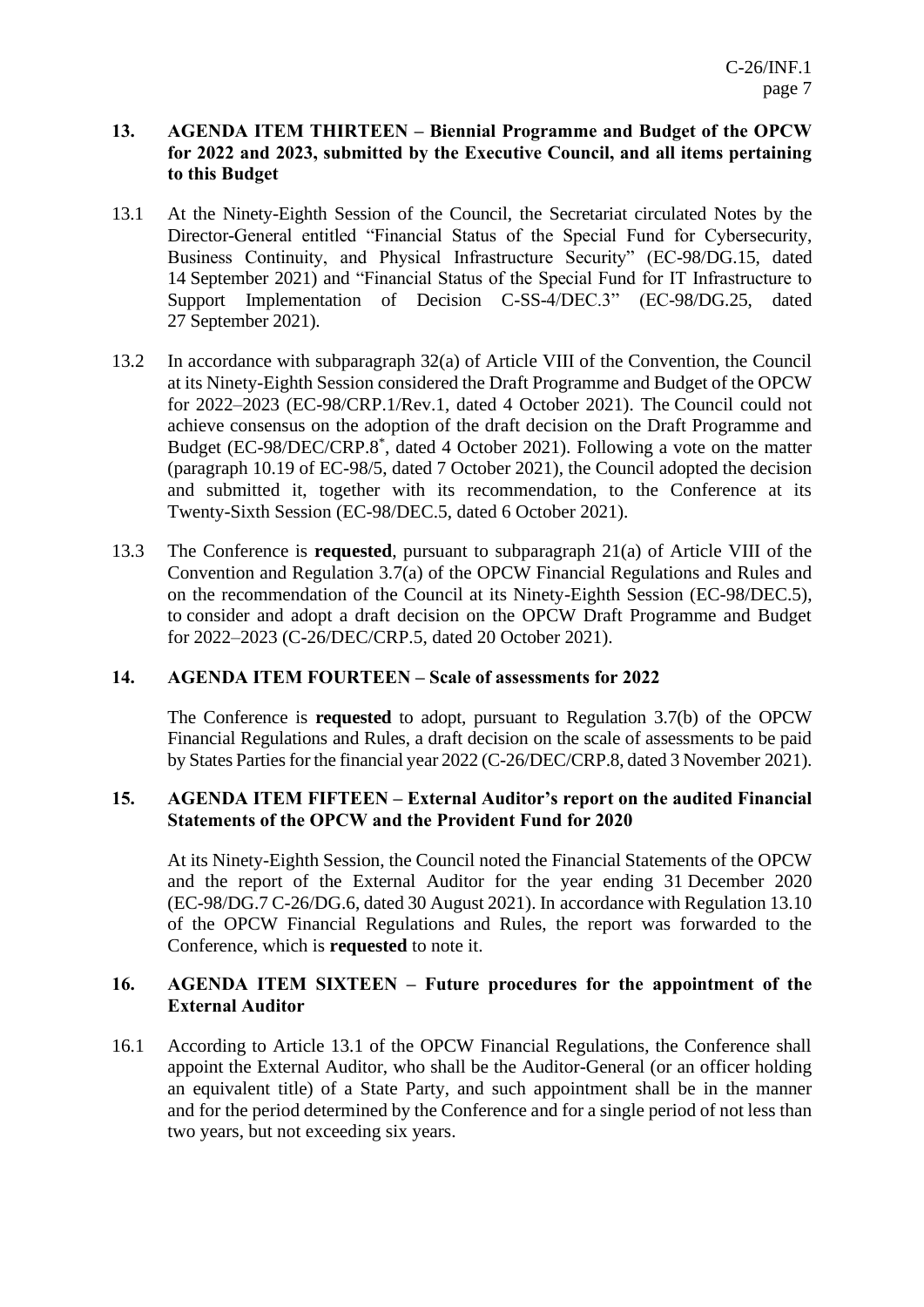## 13. AGENDA ITEM THIRTEEN – Biennial Programme and Budget of the OPCW for 2022 and 2023, submitted by the Executive Council, and all items pertaining to this Budget

13.1 At the Ninety-Eighth Session of the Council, the Secretariat circulated Notes by the Director-General entitled "Financial Status of the Special Fund for Cybersecurity, Business Continuity, and Physical Infrastructure Security" (EC-98/DG.15, dated 14 September 2021) and "Financial Status of the Special Fund for IT Infrastructure to Support Implementation of Decision C-SS-4/DEC.3" (EC-98/DG.25, dated 27 September 2021).

13.2 In accordance with subparagraph 32(a) of Article VIII of the Convention, the Council at its Ninety-Eighth Session considered the Draft Programme and Budget of the OPCW for 2022–2023 (EC-98/CRP.1/Rev.1, dated 4 October 2021). The Council could not achieve consensus on the adoption of the draft decision on the Draft Programme and Budget (EC-98/DEC/CRP.8*, dated 4 October 2021). Following a vote on the matter (paragraph 10.19 of EC-98/5, dated 7 October 2021), the Council adopted the decision and submitted it, together with its recommendation, to the Conference at its Twenty-Sixth Session (EC-98/DEC.5, dated 6 October 2021).

13.3 The Conference is **requested**, pursuant to subparagraph 21(a) of Article VIII of the Convention and Regulation 3.7(a) of the OPCW Financial Regulations and Rules and on the recommendation of the Council at its Ninety-Eighth Session (EC-98/DEC.5), to consider and adopt a draft decision on the OPCW Draft Programme and Budget for 2022–2023 (C-26/DEC/CRP.5, dated 20 October 2021).

## 14. AGENDA ITEM FOURTEEN – Scale of assessments for 2022

The Conference is **requested** to adopt, pursuant to Regulation 3.7(b) of the OPCW Financial Regulations and Rules, a draft decision on the scale of assessments to be paid by States Parties for the financial year 2022 (C-26/DEC/CRP.8, dated 3 November 2021).

## 15. AGENDA ITEM FIFTEEN – External Auditor's report on the audited Financial Statements of the OPCW and the Provident Fund for 2020

At its Ninety-Eighth Session, the Council noted the Financial Statements of the OPCW and the report of the External Auditor for the year ending 31 December 2020 (EC-98/DG.7 C-26/DG.6, dated 30 August 2021). In accordance with Regulation 13.10 of the OPCW Financial Regulations and Rules, the report was forwarded to the Conference, which is **requested** to note it.

## 16. AGENDA ITEM SIXTEEN – Future procedures for the appointment of the External Auditor

16.1 According to Article 13.1 of the OPCW Financial Regulations, the Conference shall appoint the External Auditor, who shall be the Auditor-General (or an officer holding an equivalent title) of a State Party, and such appointment shall be in the manner and for the period determined by the Conference and for a single period of not less than two years, but not exceeding six years.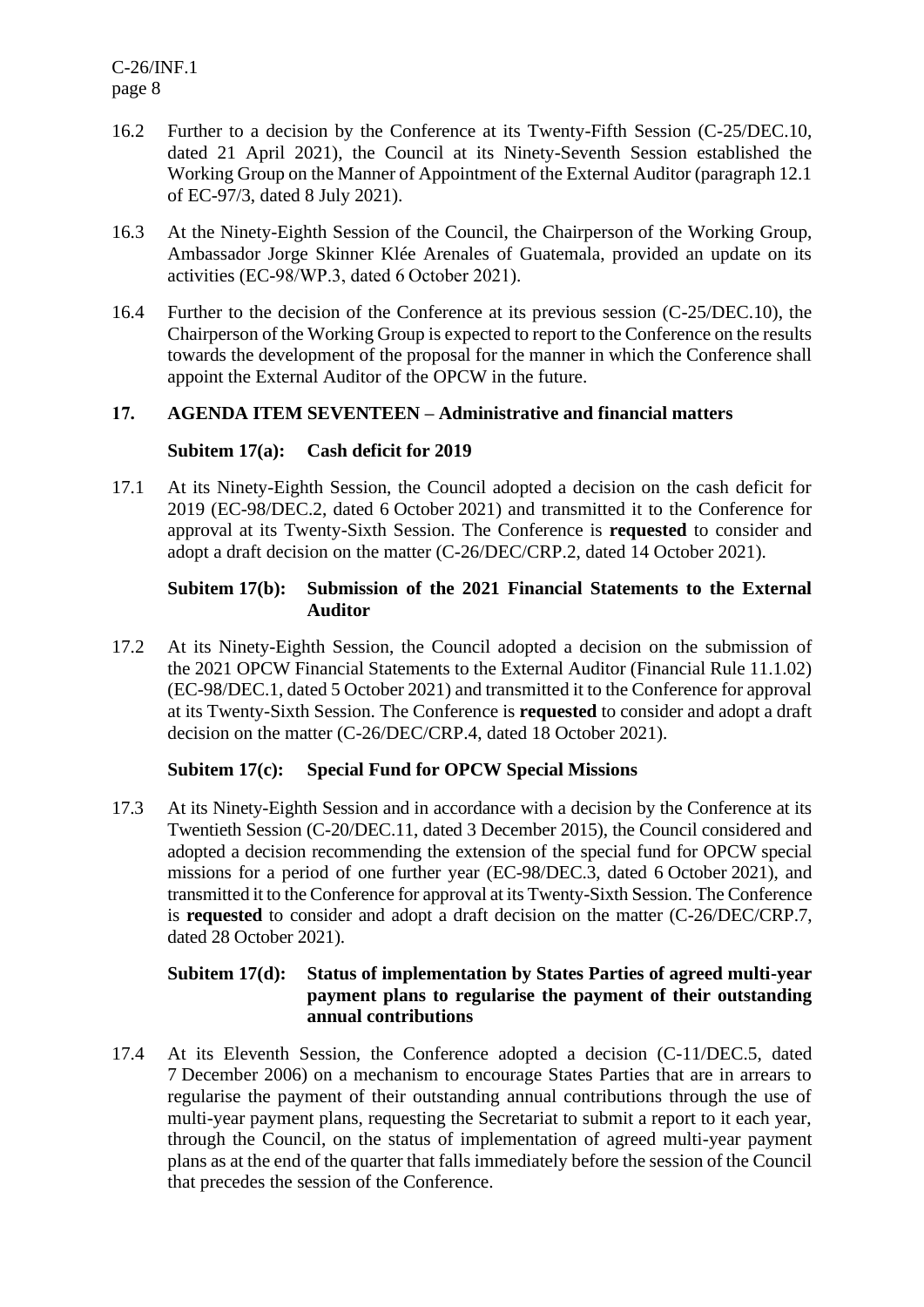16.2 Further to a decision by the Conference at its Twenty-Fifth Session (C-25/DEC.10, dated 21 April 2021), the Council at its Ninety-Seventh Session established the Working Group on the Manner of Appointment of the External Auditor (paragraph 12.1 of EC-97/3, dated 8 July 2021).

16.3 At the Ninety-Eighth Session of the Council, the Chairperson of the Working Group, Ambassador Jorge Skinner Klée Arenales of Guatemala, provided an update on its activities (EC-98/WP.3, dated 6 October 2021).

16.4 Further to the decision of the Conference at its previous session (C-25/DEC.10), the Chairperson of the Working Group is expected to report to the Conference on the results towards the development of the proposal for the manner in which the Conference shall appoint the External Auditor of the OPCW in the future.

## 17. AGENDA ITEM SEVENTEEN – Administrative and financial matters

### Subitem 17(a): Cash deficit for 2019

17.1 At its Ninety-Eighth Session, the Council adopted a decision on the cash deficit for 2019 (EC-98/DEC.2, dated 6 October 2021) and transmitted it to the Conference for approval at its Twenty-Sixth Session. The Conference is **requested** to consider and adopt a draft decision on the matter (C-26/DEC/CRP.2, dated 14 October 2021).

### Subitem 17(b): Submission of the 2021 Financial Statements to the External Auditor

17.2 At its Ninety-Eighth Session, the Council adopted a decision on the submission of the 2021 OPCW Financial Statements to the External Auditor (Financial Rule 11.1.02) (EC-98/DEC.1, dated 5 October 2021) and transmitted it to the Conference for approval at its Twenty-Sixth Session. The Conference is **requested** to consider and adopt a draft decision on the matter (C-26/DEC/CRP.4, dated 18 October 2021).

### Subitem 17(c): Special Fund for OPCW Special Missions

17.3 At its Ninety-Eighth Session and in accordance with a decision by the Conference at its Twentieth Session (C-20/DEC.11, dated 3 December 2015), the Council considered and adopted a decision recommending the extension of the special fund for OPCW special missions for a period of one further year (EC-98/DEC.3, dated 6 October 2021), and transmitted it to the Conference for approval at its Twenty-Sixth Session. The Conference is **requested** to consider and adopt a draft decision on the matter (C-26/DEC/CRP.7, dated 28 October 2021).

### Subitem 17(d): Status of implementation by States Parties of agreed multi-year payment plans to regularise the payment of their outstanding annual contributions

17.4 At its Eleventh Session, the Conference adopted a decision (C-11/DEC.5, dated 7 December 2006) on a mechanism to encourage States Parties that are in arrears to regularise the payment of their outstanding annual contributions through the use of multi-year payment plans, requesting the Secretariat to submit a report to it each year, through the Council, on the status of implementation of agreed multi-year payment plans as at the end of the quarter that falls immediately before the session of the Council that precedes the session of the Conference.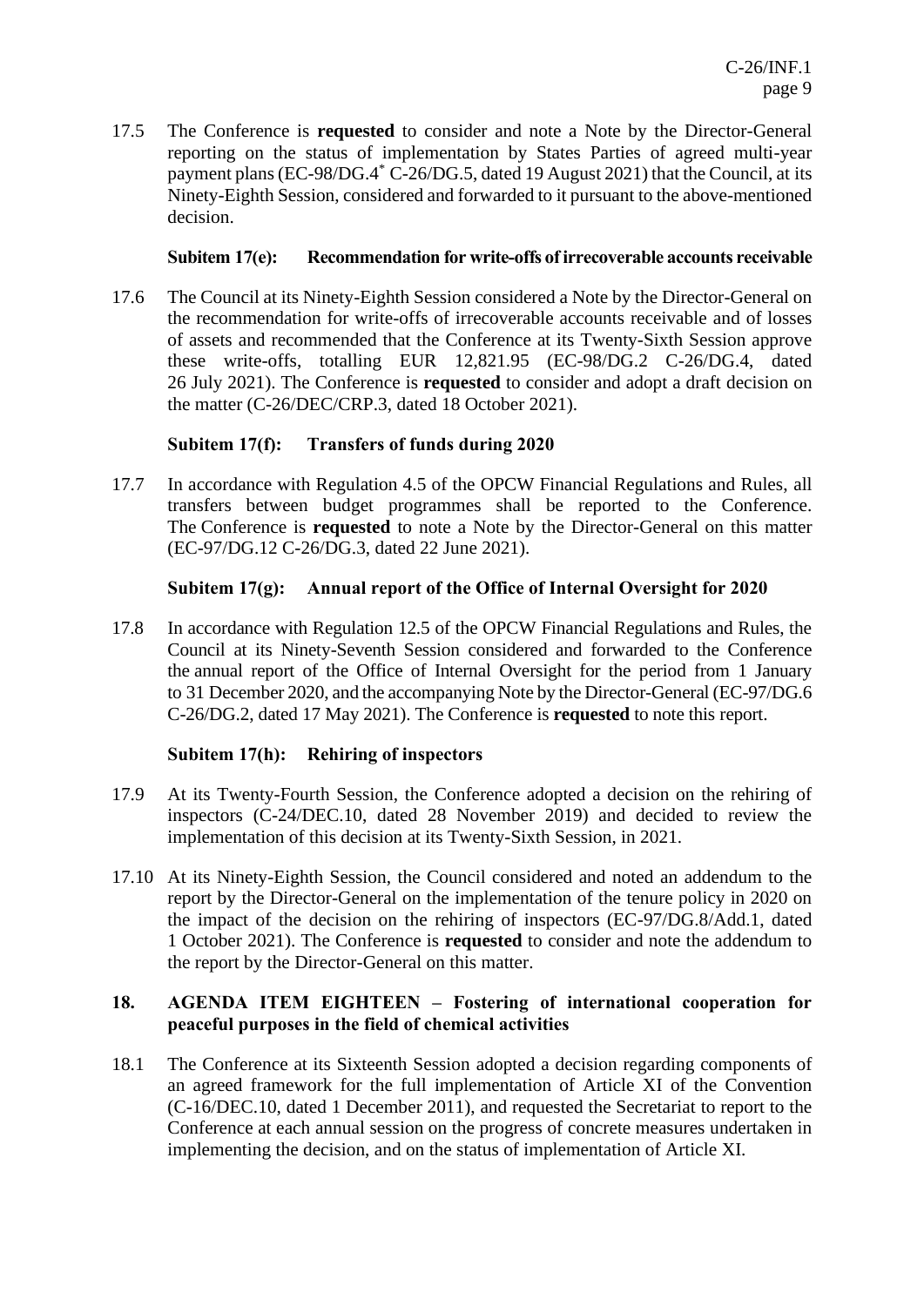17.5 The Conference is **requested** to consider and note a Note by the Director-General reporting on the status of implementation by States Parties of agreed multi-year payment plans (EC-98/DG.4* C-26/DG.5, dated 19 August 2021) that the Council, at its Ninety-Eighth Session, considered and forwarded to it pursuant to the above-mentioned decision.

**Subitem 17(e): Recommendation for write-offs of irrecoverable accounts receivable**

17.6 The Council at its Ninety-Eighth Session considered a Note by the Director-General on the recommendation for write-offs of irrecoverable accounts receivable and of losses of assets and recommended that the Conference at its Twenty-Sixth Session approve these write-offs, totalling EUR 12,821.95 (EC-98/DG.2 C-26/DG.4, dated 26 July 2021). The Conference is **requested** to consider and adopt a draft decision on the matter (C-26/DEC/CRP.3, dated 18 October 2021).

**Subitem 17(f): Transfers of funds during 2020**

17.7 In accordance with Regulation 4.5 of the OPCW Financial Regulations and Rules, all transfers between budget programmes shall be reported to the Conference. The Conference is **requested** to note a Note by the Director-General on this matter (EC-97/DG.12 C-26/DG.3, dated 22 June 2021).

**Subitem 17(g): Annual report of the Office of Internal Oversight for 2020**

17.8 In accordance with Regulation 12.5 of the OPCW Financial Regulations and Rules, the Council at its Ninety-Seventh Session considered and forwarded to the Conference the annual report of the Office of Internal Oversight for the period from 1 January to 31 December 2020, and the accompanying Note by the Director-General (EC-97/DG.6 C-26/DG.2, dated 17 May 2021). The Conference is **requested** to note this report.

**Subitem 17(h): Rehiring of inspectors**

17.9 At its Twenty-Fourth Session, the Conference adopted a decision on the rehiring of inspectors (C-24/DEC.10, dated 28 November 2019) and decided to review the implementation of this decision at its Twenty-Sixth Session, in 2021.

17.10 At its Ninety-Eighth Session, the Council considered and noted an addendum to the report by the Director-General on the implementation of the tenure policy in 2020 on the impact of the decision on the rehiring of inspectors (EC-97/DG.8/Add.1, dated 1 October 2021). The Conference is **requested** to consider and note the addendum to the report by the Director-General on this matter.

## 18. AGENDA ITEM EIGHTEEN – Fostering of international cooperation for peaceful purposes in the field of chemical activities

18.1 The Conference at its Sixteenth Session adopted a decision regarding components of an agreed framework for the full implementation of Article XI of the Convention (C-16/DEC.10, dated 1 December 2011), and requested the Secretariat to report to the Conference at each annual session on the progress of concrete measures undertaken in implementing the decision, and on the status of implementation of Article XI.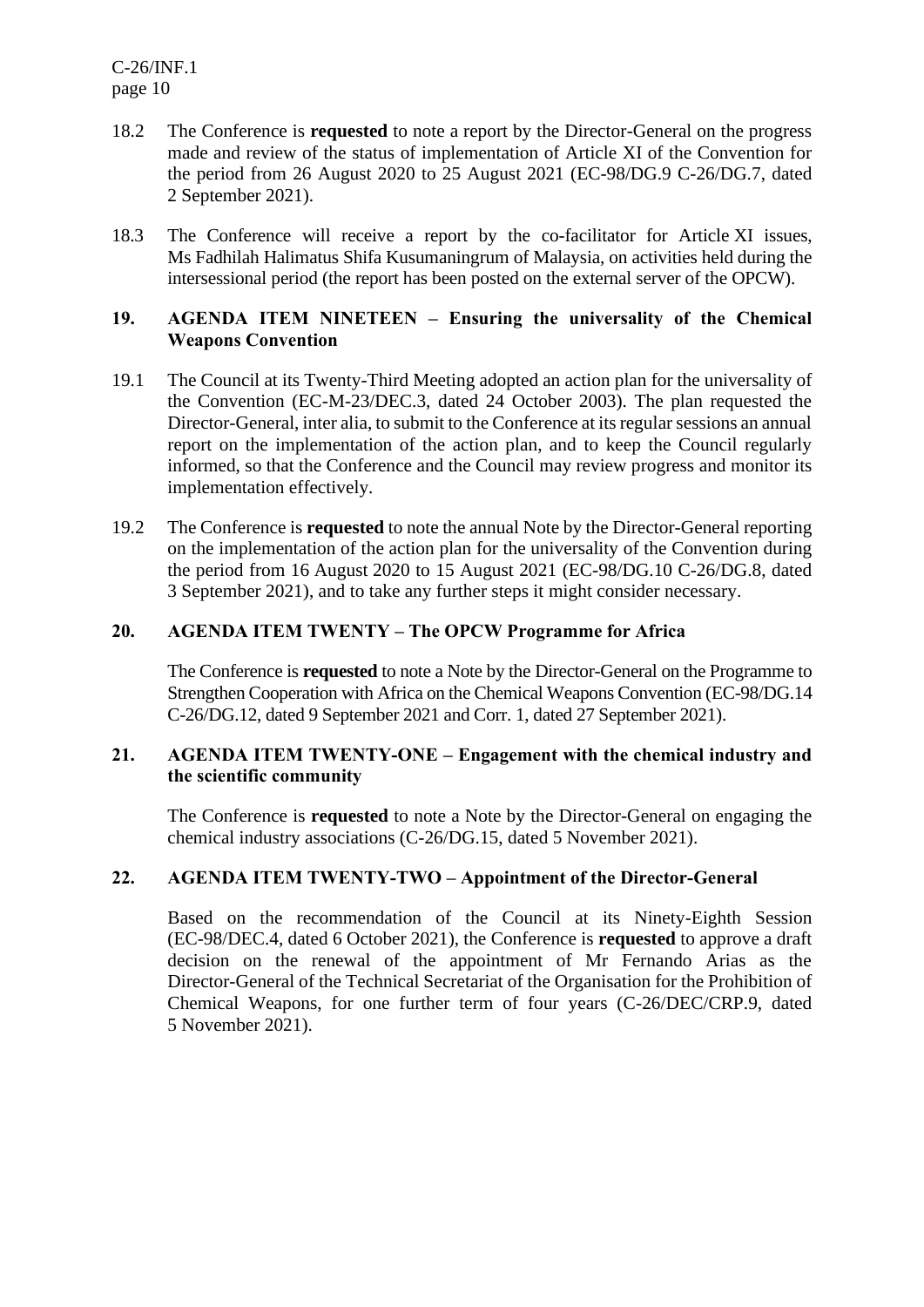18.2 The Conference is **requested** to note a report by the Director-General on the progress made and review of the status of implementation of Article XI of the Convention for the period from 26 August 2020 to 25 August 2021 (EC-98/DG.9 C-26/DG.7, dated 2 September 2021).

18.3 The Conference will receive a report by the co-facilitator for Article XI issues, Ms Fadhilah Halimatus Shifa Kusumaningrum of Malaysia, on activities held during the intersessional period (the report has been posted on the external server of the OPCW).

## 19. AGENDA ITEM NINETEEN – Ensuring the universality of the Chemical Weapons Convention

19.1 The Council at its Twenty-Third Meeting adopted an action plan for the universality of the Convention (EC-M-23/DEC.3, dated 24 October 2003). The plan requested the Director-General, inter alia, to submit to the Conference at its regular sessions an annual report on the implementation of the action plan, and to keep the Council regularly informed, so that the Conference and the Council may review progress and monitor its implementation effectively.

19.2 The Conference is **requested** to note the annual Note by the Director-General reporting on the implementation of the action plan for the universality of the Convention during the period from 16 August 2020 to 15 August 2021 (EC-98/DG.10 C-26/DG.8, dated 3 September 2021), and to take any further steps it might consider necessary.

## 20. AGENDA ITEM TWENTY – The OPCW Programme for Africa

The Conference is **requested** to note a Note by the Director-General on the Programme to Strengthen Cooperation with Africa on the Chemical Weapons Convention (EC-98/DG.14 C-26/DG.12, dated 9 September 2021 and Corr. 1, dated 27 September 2021).

## 21. AGENDA ITEM TWENTY-ONE – Engagement with the chemical industry and the scientific community

The Conference is **requested** to note a Note by the Director-General on engaging the chemical industry associations (C-26/DG.15, dated 5 November 2021).

## 22. AGENDA ITEM TWENTY-TWO – Appointment of the Director-General

Based on the recommendation of the Council at its Ninety-Eighth Session (EC-98/DEC.4, dated 6 October 2021), the Conference is **requested** to approve a draft decision on the renewal of the appointment of Mr Fernando Arias as the Director-General of the Technical Secretariat of the Organisation for the Prohibition of Chemical Weapons, for one further term of four years (C-26/DEC/CRP.9, dated 5 November 2021).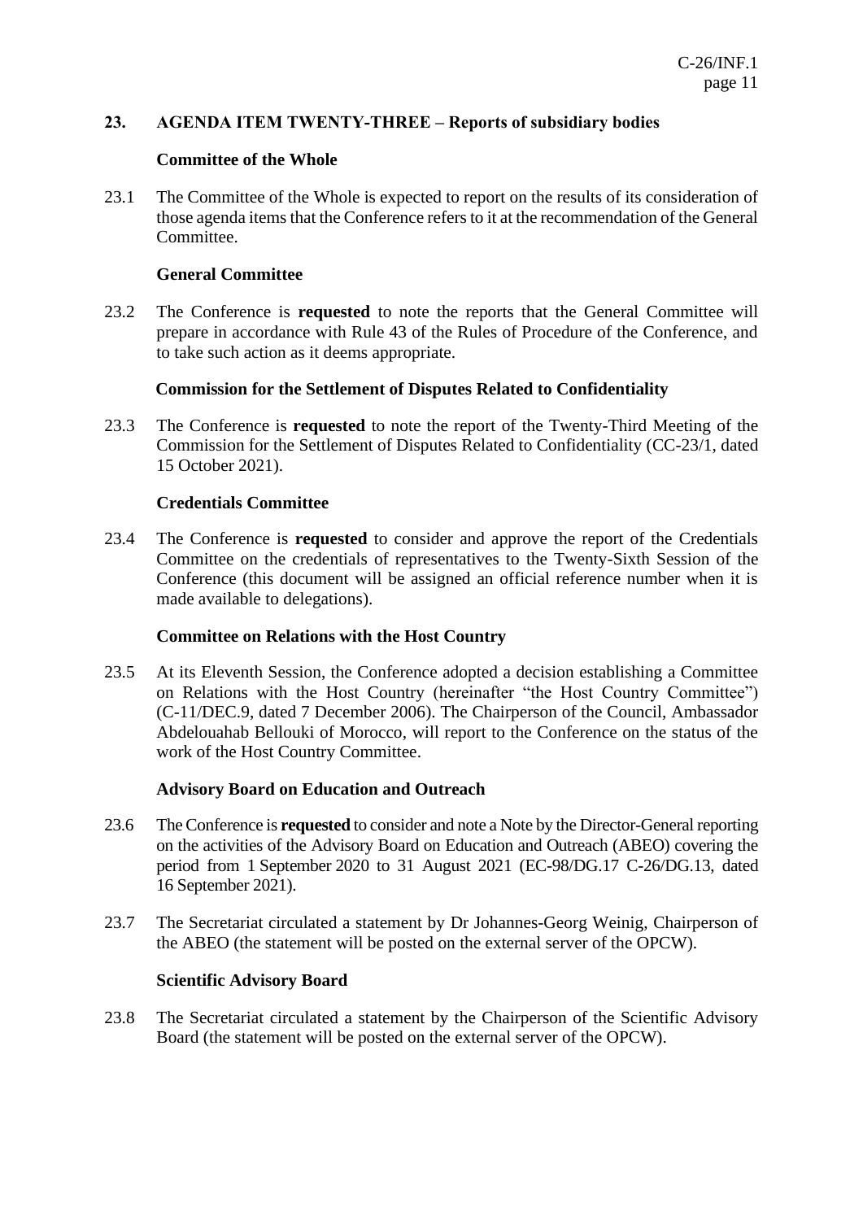## 23. AGENDA ITEM TWENTY-THREE – Reports of subsidiary bodies

### Committee of the Whole

23.1 The Committee of the Whole is expected to report on the results of its consideration of those agenda items that the Conference refers to it at the recommendation of the General Committee.

### General Committee

23.2 The Conference is **requested** to note the reports that the General Committee will prepare in accordance with Rule 43 of the Rules of Procedure of the Conference, and to take such action as it deems appropriate.

### Commission for the Settlement of Disputes Related to Confidentiality

23.3 The Conference is **requested** to note the report of the Twenty-Third Meeting of the Commission for the Settlement of Disputes Related to Confidentiality (CC-23/1, dated 15 October 2021).

### Credentials Committee

23.4 The Conference is **requested** to consider and approve the report of the Credentials Committee on the credentials of representatives to the Twenty-Sixth Session of the Conference (this document will be assigned an official reference number when it is made available to delegations).

### Committee on Relations with the Host Country

23.5 At its Eleventh Session, the Conference adopted a decision establishing a Committee on Relations with the Host Country (hereinafter "the Host Country Committee") (C-11/DEC.9, dated 7 December 2006). The Chairperson of the Council, Ambassador Abdelouahab Bellouki of Morocco, will report to the Conference on the status of the work of the Host Country Committee.

### Advisory Board on Education and Outreach

23.6 The Conference is **requested** to consider and note a Note by the Director-General reporting on the activities of the Advisory Board on Education and Outreach (ABEO) covering the period from 1 September 2020 to 31 August 2021 (EC-98/DG.17 C-26/DG.13, dated 16 September 2021).

23.7 The Secretariat circulated a statement by Dr Johannes-Georg Weinig, Chairperson of the ABEO (the statement will be posted on the external server of the OPCW).

### Scientific Advisory Board

23.8 The Secretariat circulated a statement by the Chairperson of the Scientific Advisory Board (the statement will be posted on the external server of the OPCW).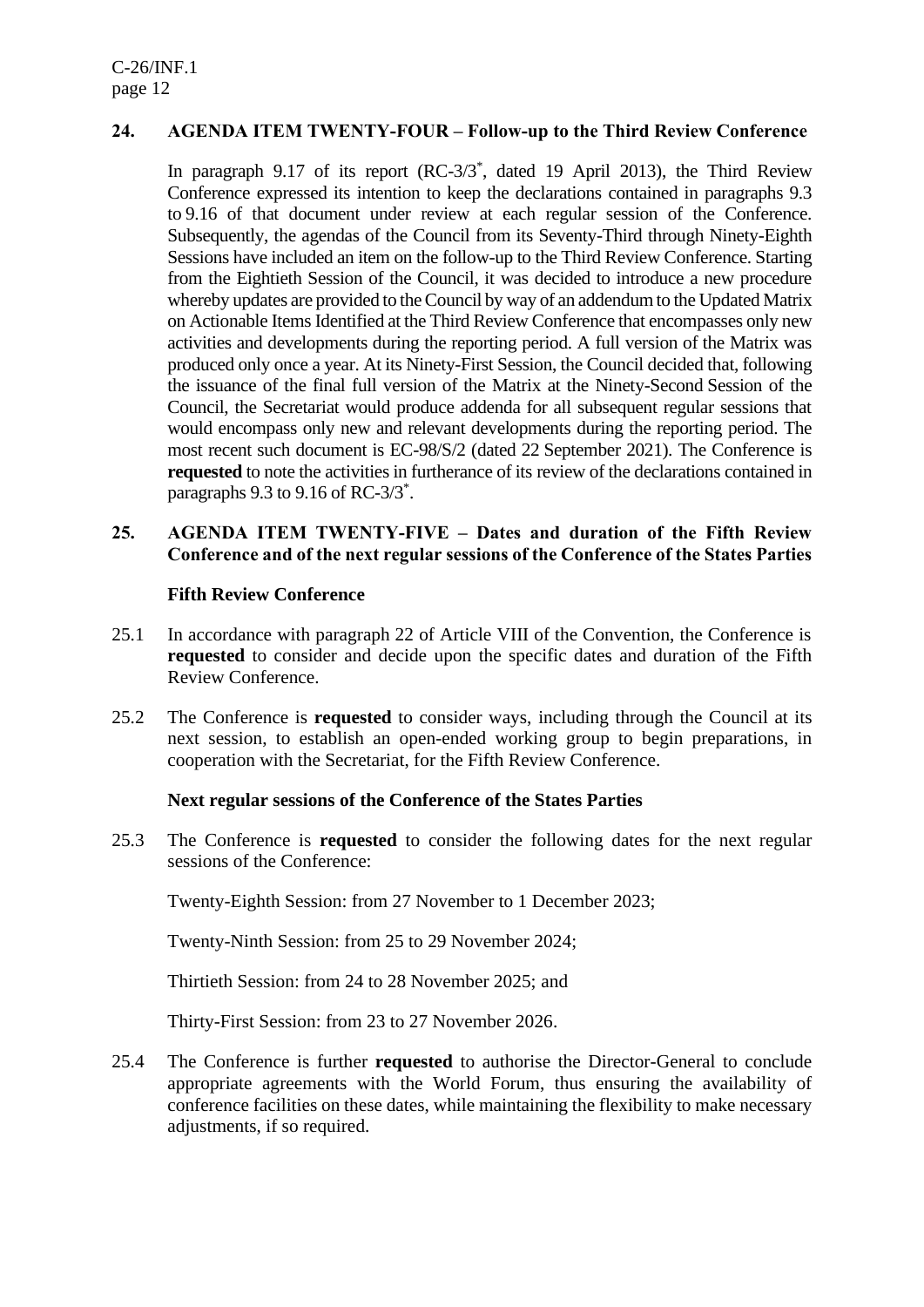## 24. AGENDA ITEM TWENTY-FOUR – Follow-up to the Third Review Conference

In paragraph 9.17 of its report (RC-3/3*, dated 19 April 2013), the Third Review Conference expressed its intention to keep the declarations contained in paragraphs 9.3 to 9.16 of that document under review at each regular session of the Conference. Subsequently, the agendas of the Council from its Seventy-Third through Ninety-Eighth Sessions have included an item on the follow-up to the Third Review Conference. Starting from the Eightieth Session of the Council, it was decided to introduce a new procedure whereby updates are provided to the Council by way of an addendum to the Updated Matrix on Actionable Items Identified at the Third Review Conference that encompasses only new activities and developments during the reporting period. A full version of the Matrix was produced only once a year. At its Ninety-First Session, the Council decided that, following the issuance of the final full version of the Matrix at the Ninety-Second Session of the Council, the Secretariat would produce addenda for all subsequent regular sessions that would encompass only new and relevant developments during the reporting period. The most recent such document is EC-98/S/2 (dated 22 September 2021). The Conference is **requested** to note the activities in furtherance of its review of the declarations contained in paragraphs 9.3 to 9.16 of RC-3/3*.

## 25. AGENDA ITEM TWENTY-FIVE – Dates and duration of the Fifth Review Conference and of the next regular sessions of the Conference of the States Parties

### Fifth Review Conference

25.1 In accordance with paragraph 22 of Article VIII of the Convention, the Conference is **requested** to consider and decide upon the specific dates and duration of the Fifth Review Conference.

25.2 The Conference is **requested** to consider ways, including through the Council at its next session, to establish an open-ended working group to begin preparations, in cooperation with the Secretariat, for the Fifth Review Conference.

### Next regular sessions of the Conference of the States Parties

25.3 The Conference is **requested** to consider the following dates for the next regular sessions of the Conference:

Twenty-Eighth Session: from 27 November to 1 December 2023;

Twenty-Ninth Session: from 25 to 29 November 2024;

Thirtieth Session: from 24 to 28 November 2025; and

Thirty-First Session: from 23 to 27 November 2026.

25.4 The Conference is further **requested** to authorise the Director-General to conclude appropriate agreements with the World Forum, thus ensuring the availability of conference facilities on these dates, while maintaining the flexibility to make necessary adjustments, if so required.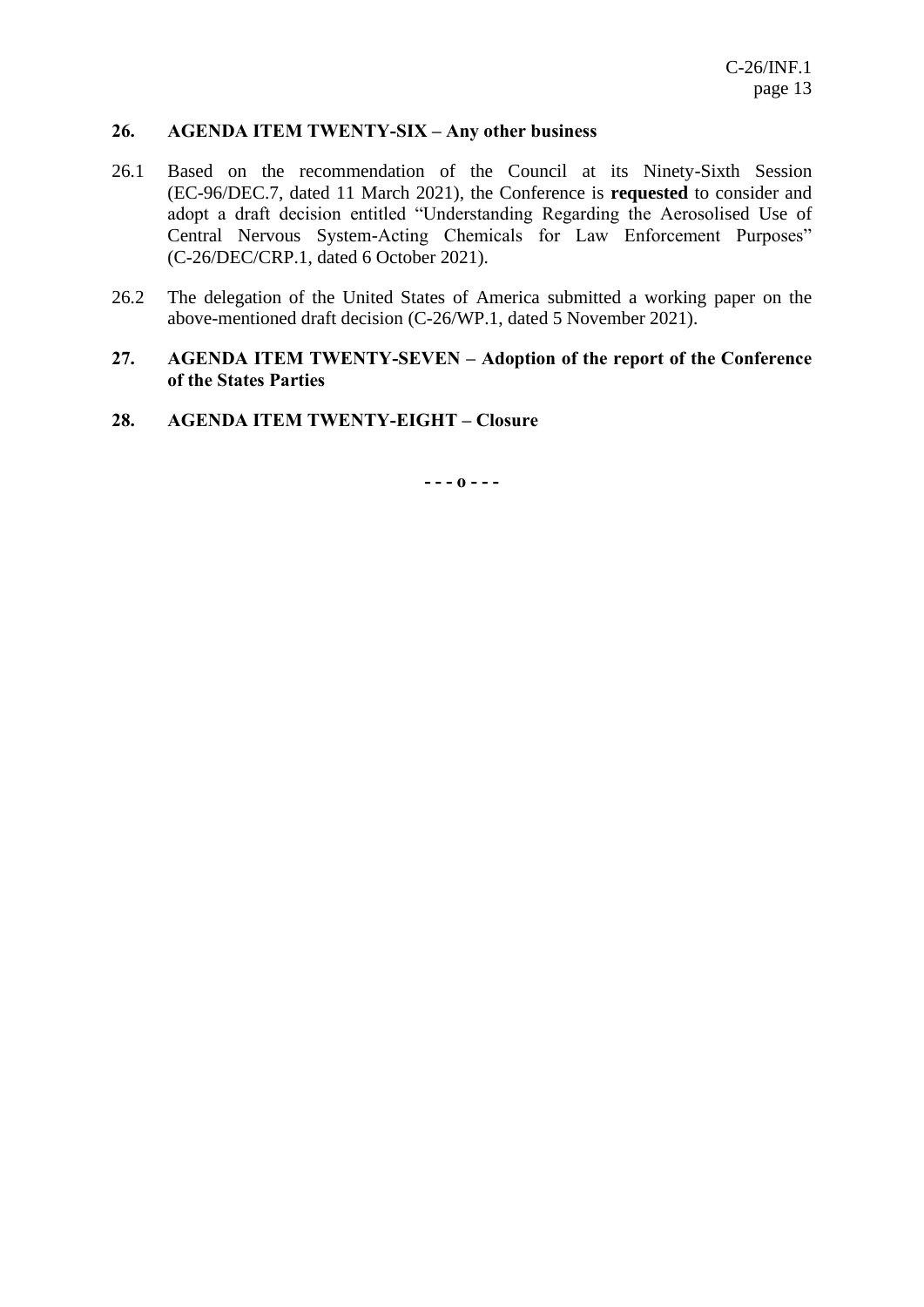## 26. AGENDA ITEM TWENTY-SIX – Any other business

26.1 Based on the recommendation of the Council at its Ninety-Sixth Session (EC-96/DEC.7, dated 11 March 2021), the Conference is **requested** to consider and adopt a draft decision entitled "Understanding Regarding the Aerosolised Use of Central Nervous System-Acting Chemicals for Law Enforcement Purposes" (C-26/DEC/CRP.1, dated 6 October 2021).

26.2 The delegation of the United States of America submitted a working paper on the above-mentioned draft decision (C-26/WP.1, dated 5 November 2021).

## 27. AGENDA ITEM TWENTY-SEVEN – Adoption of the report of the Conference of the States Parties

## 28. AGENDA ITEM TWENTY-EIGHT – Closure

**- - - o - - -**